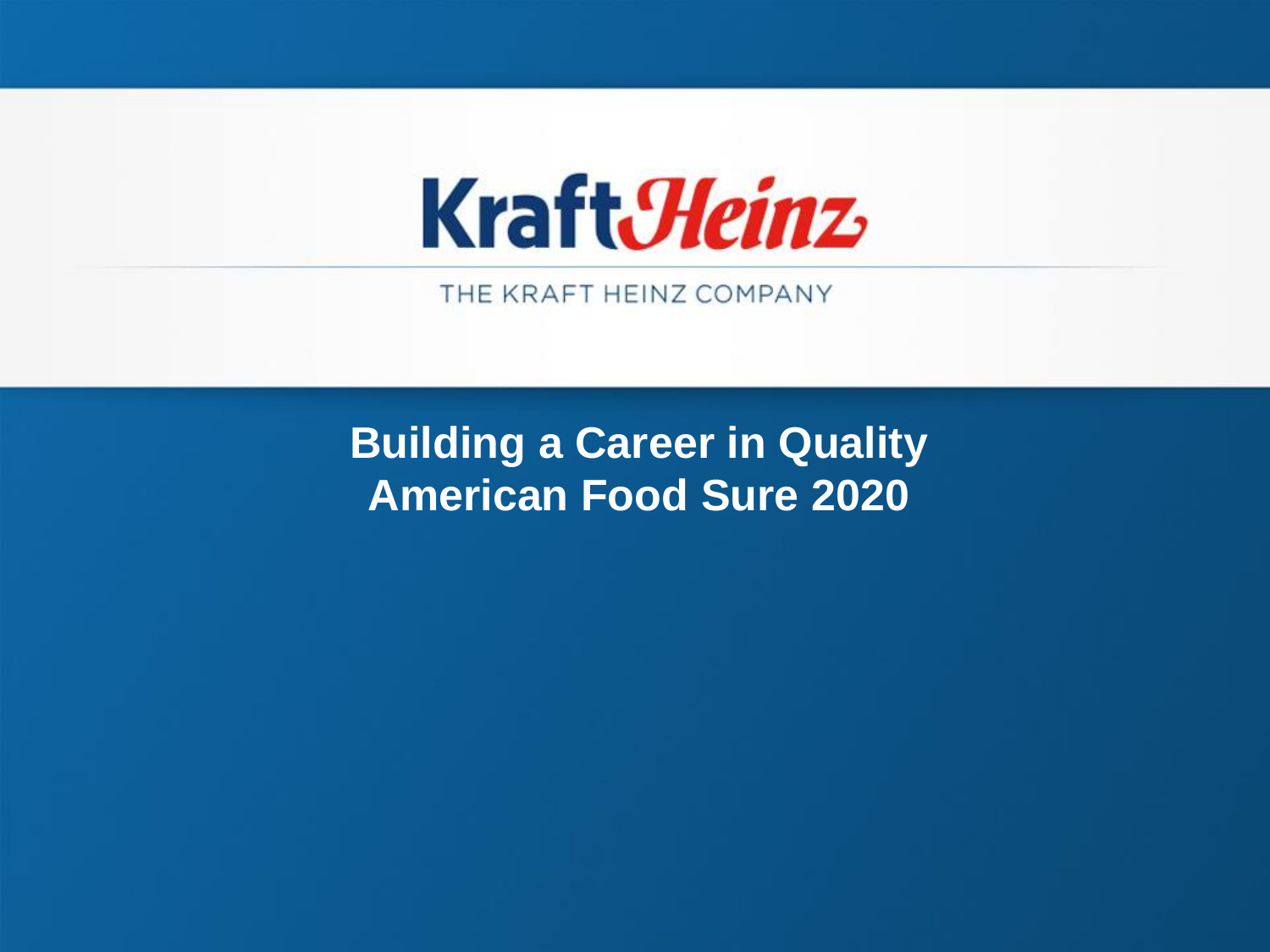KraftHeinz

THE KRAFT HEINZ COMPANY

# Building a Career in Quality
# American Food Sure 2020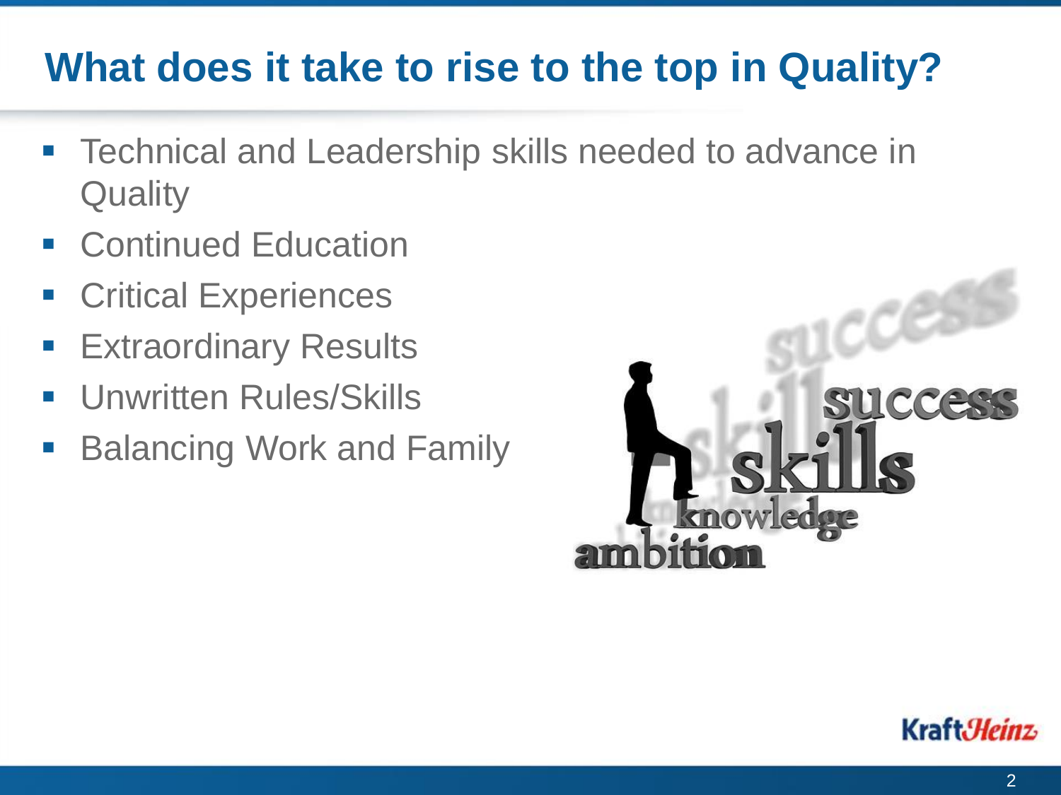# What does it take to rise to the top in Quality?

- Technical and Leadership skills needed to advance in Quality
- Continued Education
- Critical Experiences
- Extraordinary Results
- Unwritten Rules/Skills
- Balancing Work and Family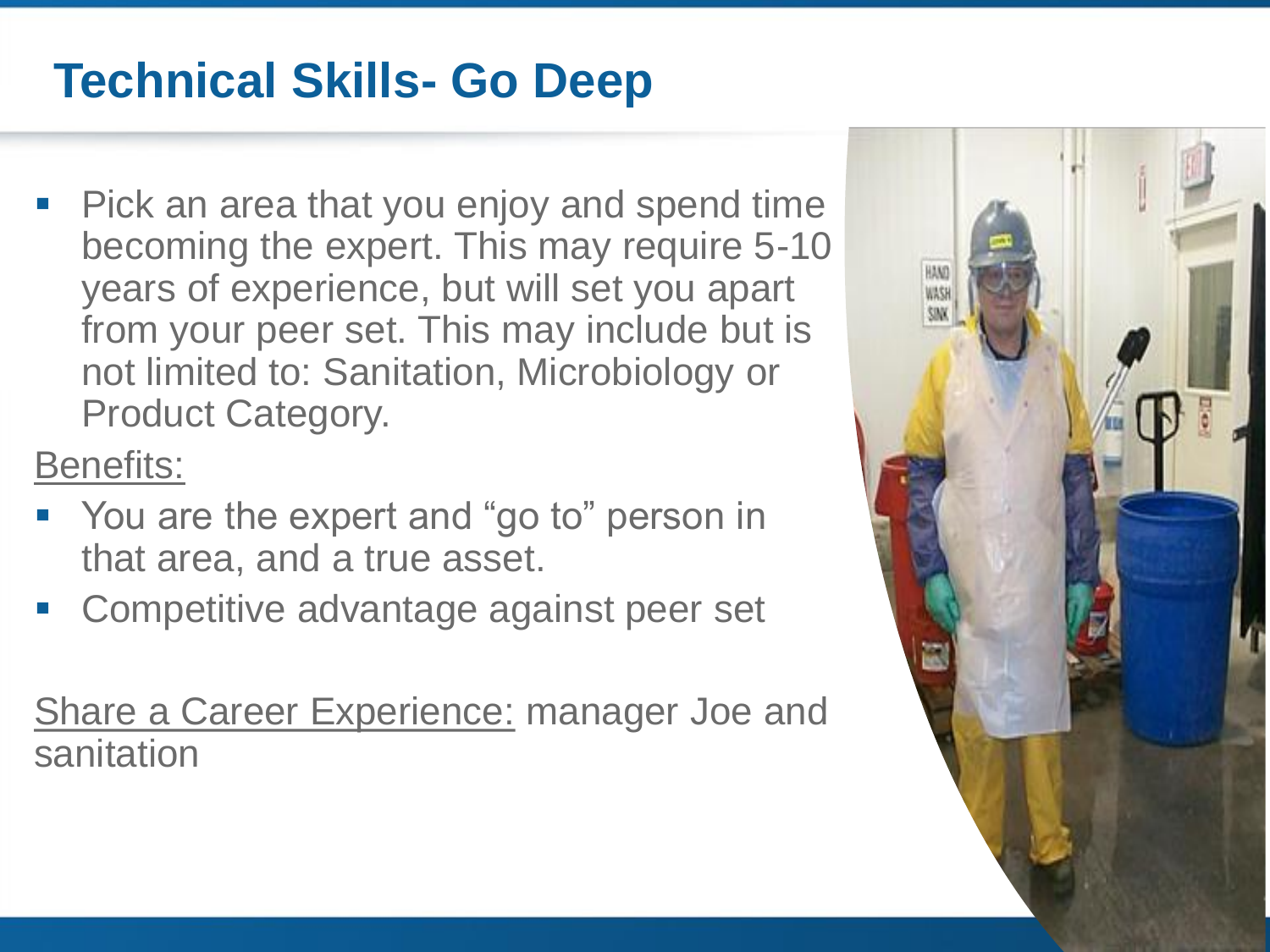# Technical Skills- Go Deep

- Pick an area that you enjoy and spend time becoming the expert. This may require 5-10 years of experience, but will set you apart from your peer set. This may include but is not limited to: Sanitation, Microbiology or Product Category.

<u>Benefits:</u>

- You are the expert and "go to" person in that area, and a true asset.
- Competitive advantage against peer set

<u>Share a Career Experience:</u> manager Joe and sanitation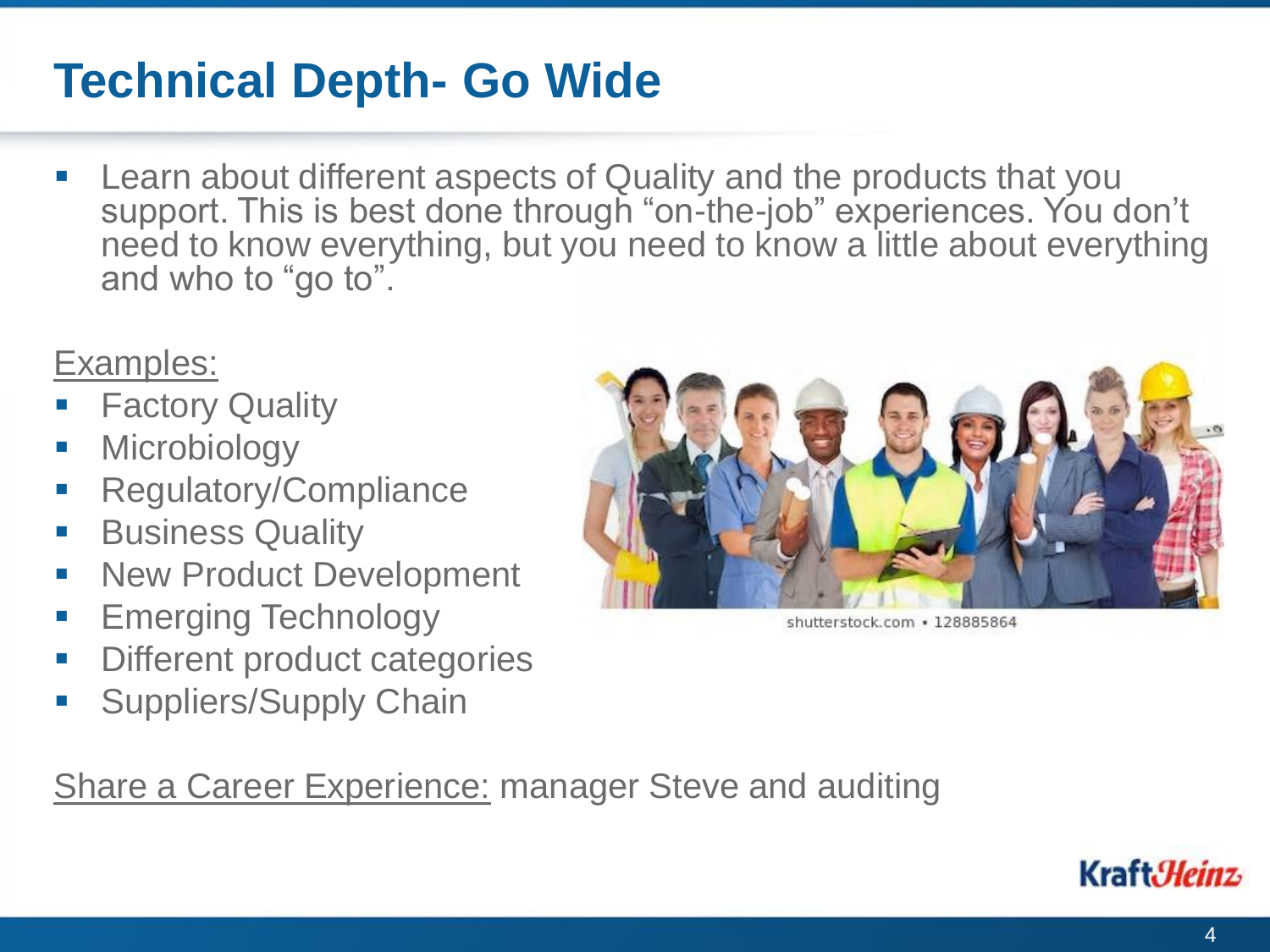# Technical Depth- Go Wide

- Learn about different aspects of Quality and the products that you support. This is best done through "on-the-job" experiences. You don't need to know everything, but you need to know a little about everything and who to "go to".

Examples:

- Factory Quality
- Microbiology
- Regulatory/Compliance
- Business Quality
- New Product Development
- Emerging Technology
- Different product categories
- Suppliers/Supply Chain

shutterstock.com • 128885864

Share a Career Experience: manager Steve and auditing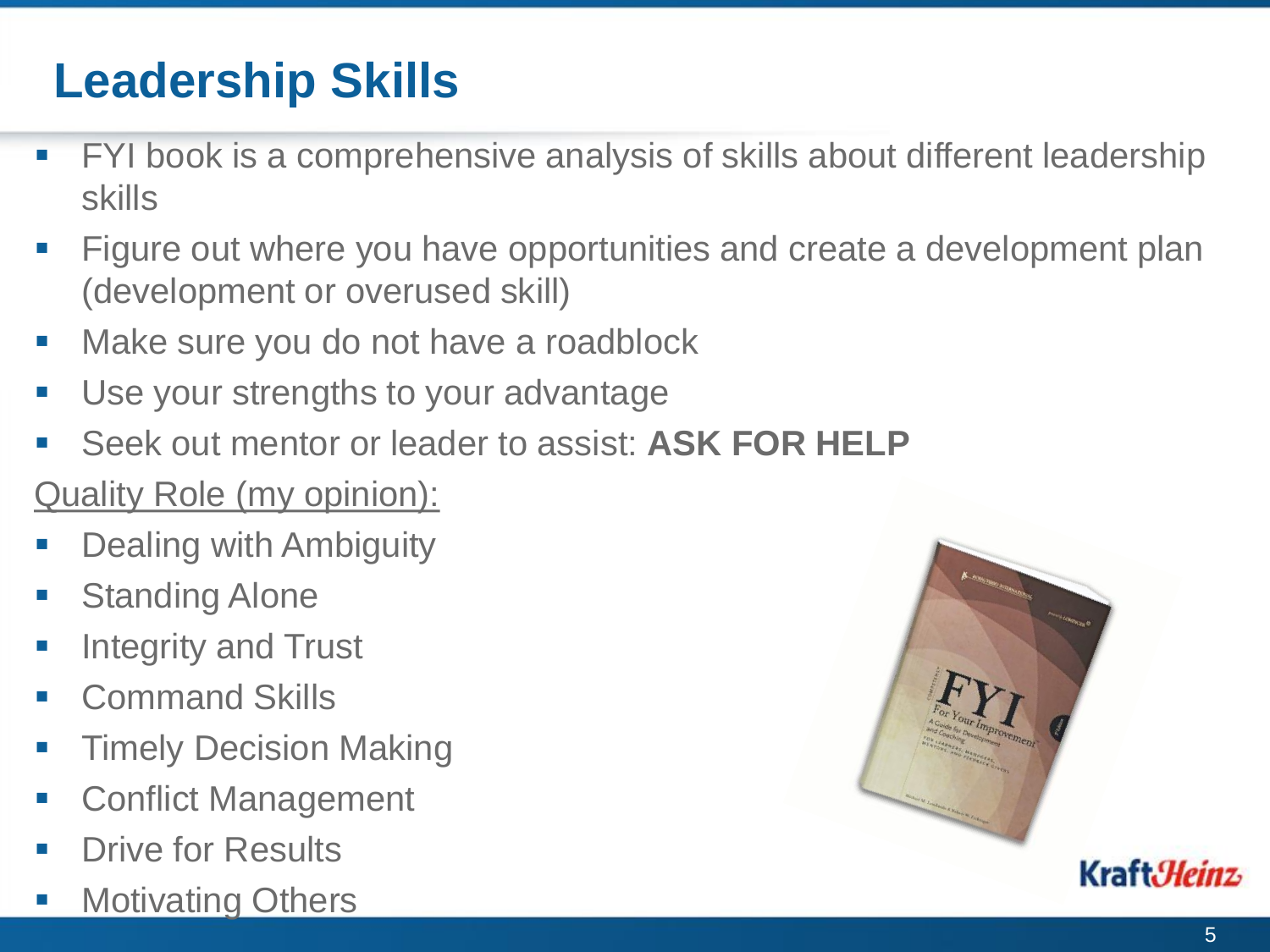# Leadership Skills

- FYI book is a comprehensive analysis of skills about different leadership skills
- Figure out where you have opportunities and create a development plan (development or overused skill)
- Make sure you do not have a roadblock
- Use your strengths to your advantage
- Seek out mentor or leader to assist: **ASK FOR HELP**

Quality Role (my opinion):

- Dealing with Ambiguity
- Standing Alone
- Integrity and Trust
- Command Skills
- Timely Decision Making
- Conflict Management
- Drive for Results
- Motivating Others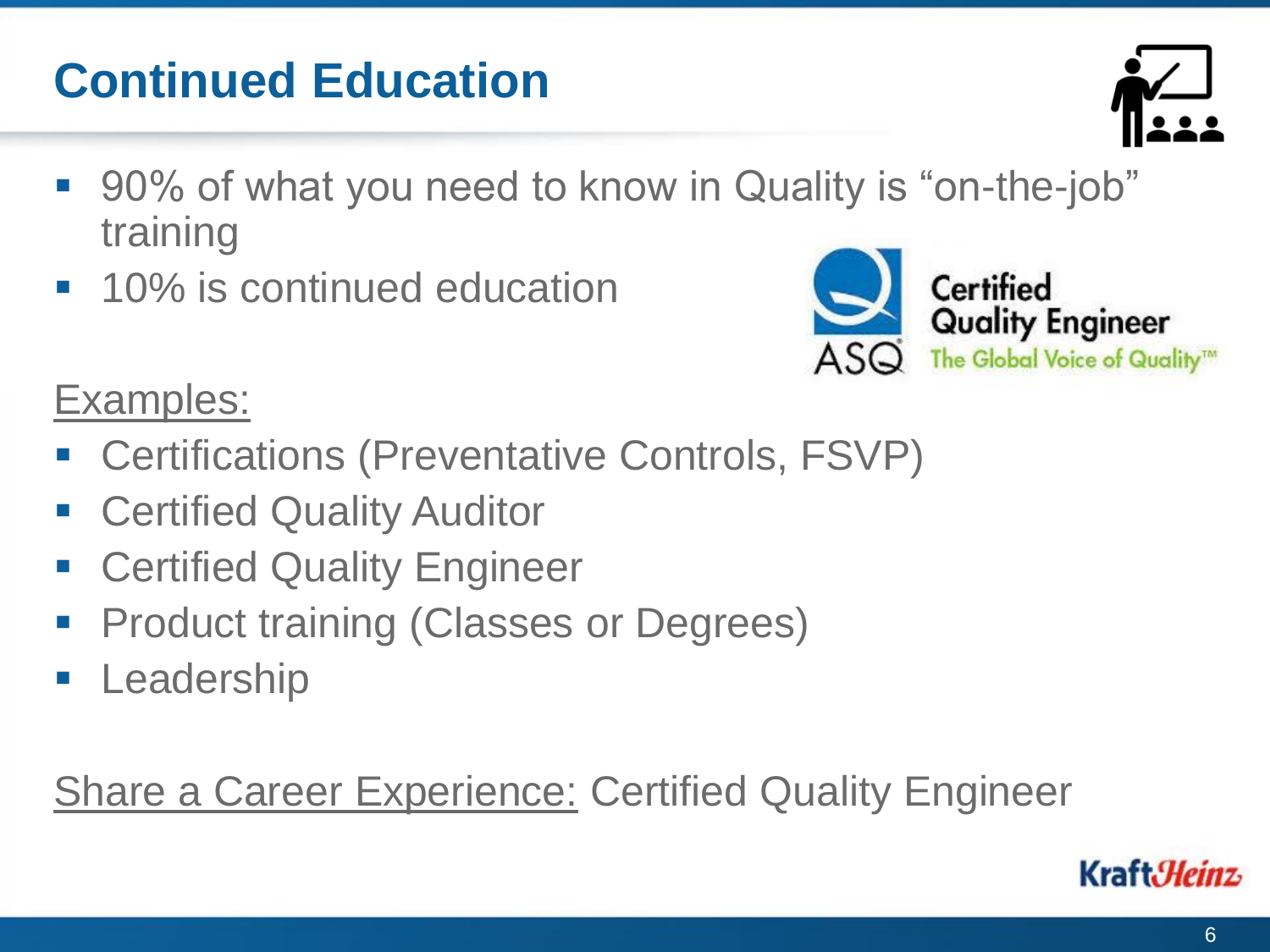# Continued Education

- 90% of what you need to know in Quality is "on-the-job" training
- 10% is continued education

Certified Quality Engineer
ASQ The Global Voice of Quality™

<u>Examples:</u>

- Certifications (Preventative Controls, FSVP)
- Certified Quality Auditor
- Certified Quality Engineer
- Product training (Classes or Degrees)
- Leadership

<u>Share a Career Experience:</u> Certified Quality Engineer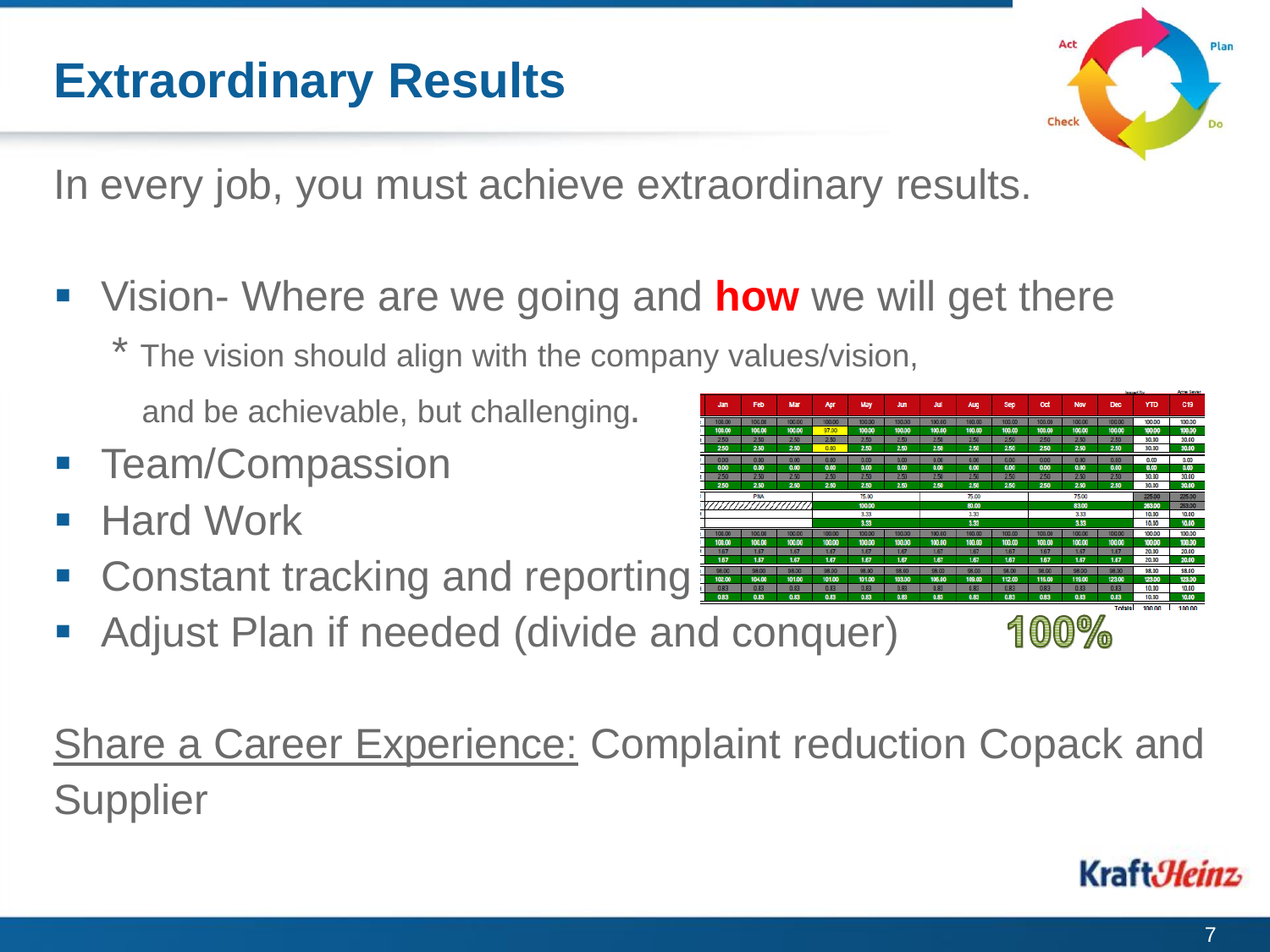# Extraordinary Results

In every job, you must achieve extraordinary results.

- Vision- Where are we going and **how** we will get there
  * The vision should align with the company values/vision, and be achievable, but challenging.
- Team/Compassion
- Hard Work
- Constant tracking and reporting
- Adjust Plan if needed (divide and conquer)

100%

Share a Career Experience: Complaint reduction Copack and Supplier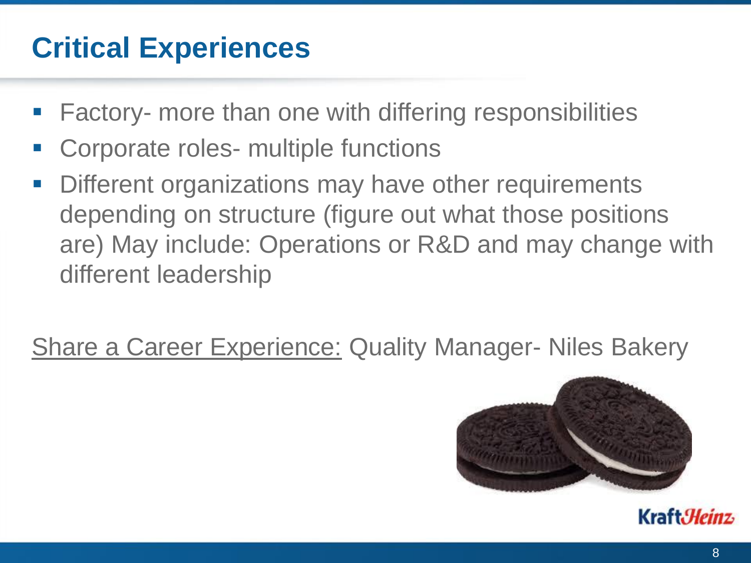# Critical Experiences

- Factory- more than one with differing responsibilities
- Corporate roles- multiple functions
- Different organizations may have other requirements depending on structure (figure out what those positions are) May include: Operations or R&D and may change with different leadership

<u>Share a Career Experience:</u> Quality Manager- Niles Bakery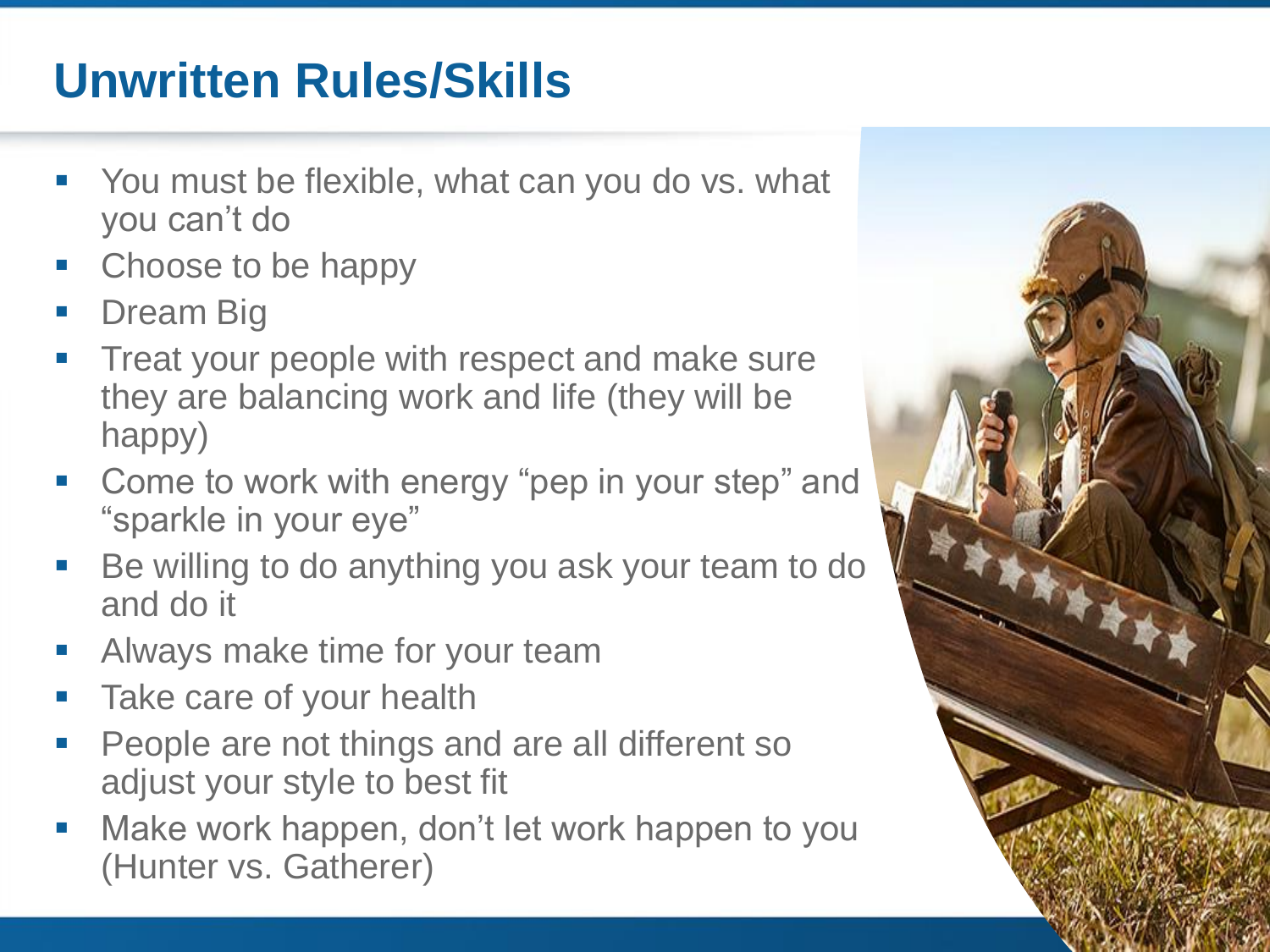# Unwritten Rules/Skills

- You must be flexible, what can you do vs. what you can't do
- Choose to be happy
- Dream Big
- Treat your people with respect and make sure they are balancing work and life (they will be happy)
- Come to work with energy "pep in your step" and "sparkle in your eye"
- Be willing to do anything you ask your team to do and do it
- Always make time for your team
- Take care of your health
- People are not things and are all different so adjust your style to best fit
- Make work happen, don't let work happen to you (Hunter vs. Gatherer)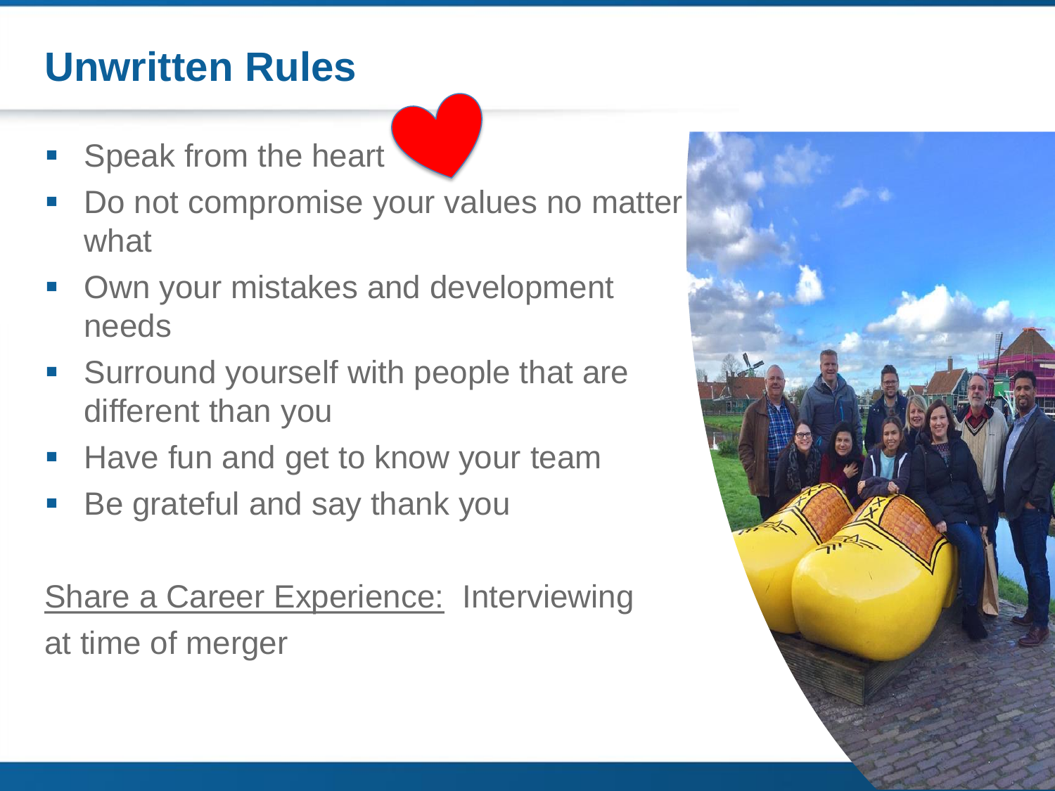# Unwritten Rules

- Speak from the heart
- Do not compromise your values no matter what
- Own your mistakes and development needs
- Surround yourself with people that are different than you
- Have fun and get to know your team
- Be grateful and say thank you

<u>Share a Career Experience:</u> Interviewing at time of merger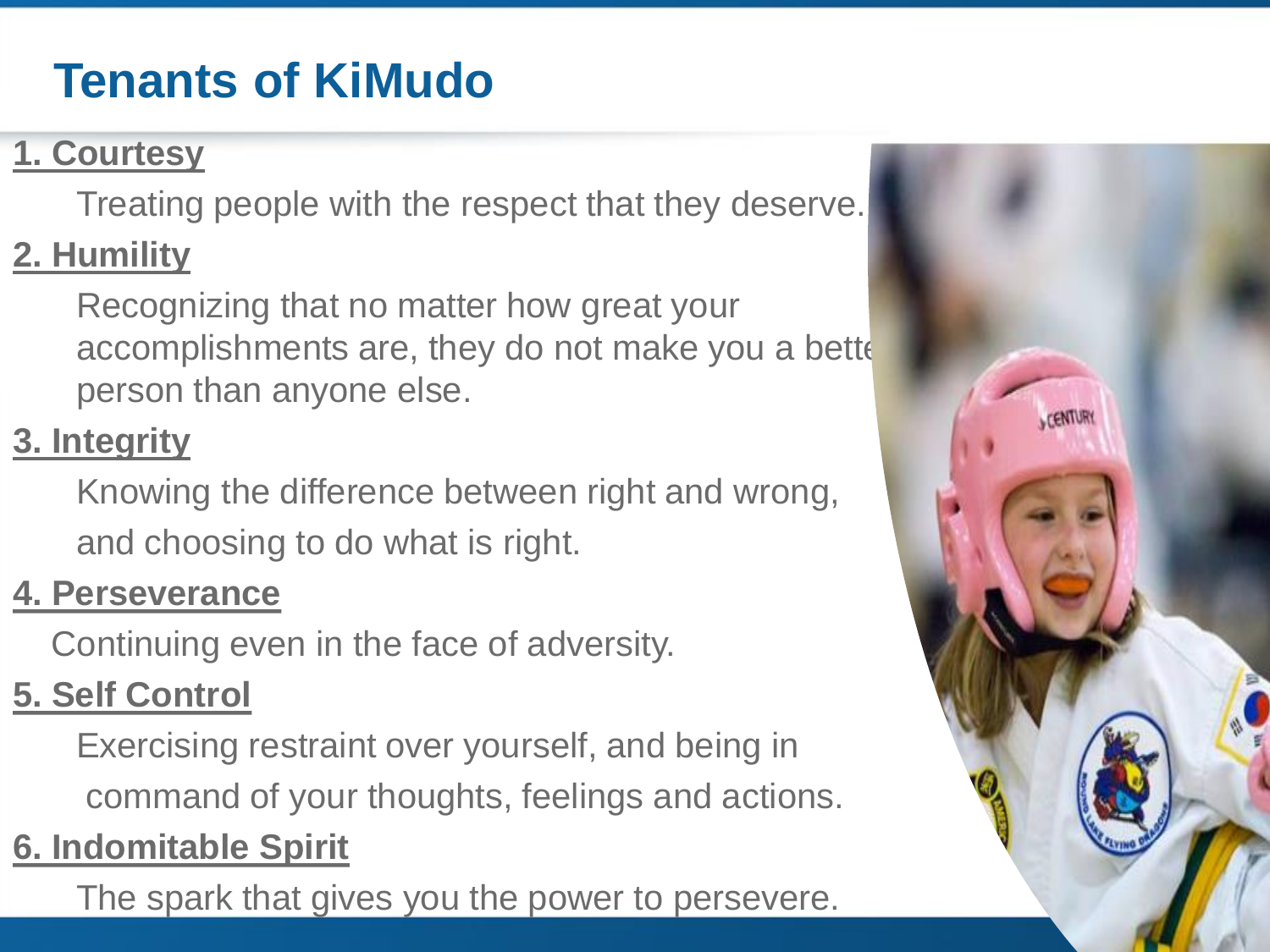# Tenants of KiMudo

**1. Courtesy**

Treating people with the respect that they deserve.

**2. Humility**

Recognizing that no matter how great your accomplishments are, they do not make you a bette person than anyone else.

**3. Integrity**

Knowing the difference between right and wrong, and choosing to do what is right.

**4. Perseverance**

Continuing even in the face of adversity.

**5. Self Control**

Exercising restraint over yourself, and being in command of your thoughts, feelings and actions.

**6. Indomitable Spirit**

The spark that gives you the power to persevere.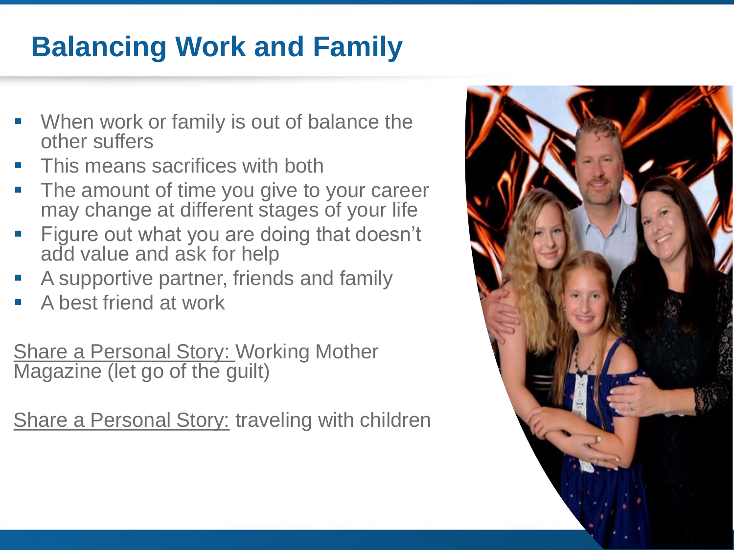# Balancing Work and Family

- When work or family is out of balance the other suffers
- This means sacrifices with both
- The amount of time you give to your career may change at different stages of your life
- Figure out what you are doing that doesn't add value and ask for help
- A supportive partner, friends and family
- A best friend at work

Share a Personal Story: Working Mother Magazine (let go of the guilt)

Share a Personal Story: traveling with children